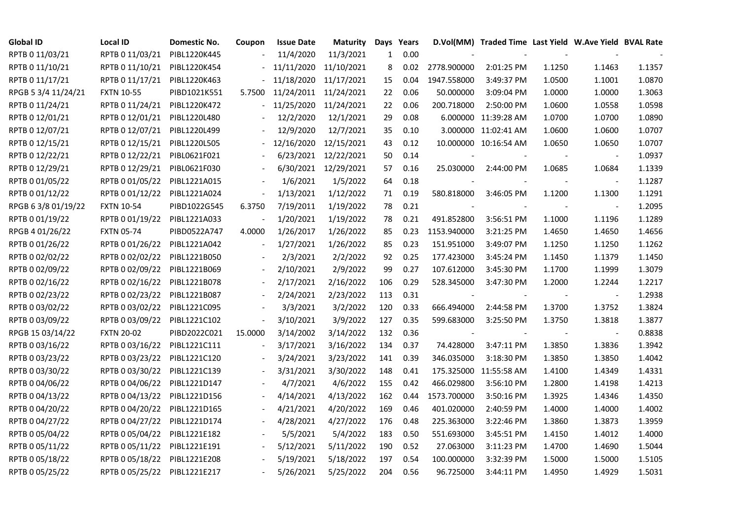| Global ID | Local ID | Domestic No. | Coupon | Issue Date | Maturity | Days | Years | D.Vol(MM) | Traded Time | Last Yield | W.Ave Yield | BVAL Rate |
|---|---|---|---|---|---|---|---|---|---|---|---|---|
| RPTB 0 11/03/21 | RPTB 0 11/03/21 | PIBL1220K445 | - | 11/4/2020 | 11/3/2021 | 1 | 0.00 | - | - | - | - | - |
| RPTB 0 11/10/21 | RPTB 0 11/10/21 | PIBL1220K454 | - | 11/11/2020 | 11/10/2021 | 8 | 0.02 | 2778.900000 | 2:01:25 PM | 1.1250 | 1.1463 | 1.1357 |
| RPTB 0 11/17/21 | RPTB 0 11/17/21 | PIBL1220K463 | - | 11/18/2020 | 11/17/2021 | 15 | 0.04 | 1947.558000 | 3:49:37 PM | 1.0500 | 1.1001 | 1.0870 |
| RPGB 5 3/4 11/24/21 | FXTN 10-55 | PIBD1021K551 | 5.7500 | 11/24/2011 | 11/24/2021 | 22 | 0.06 | 50.000000 | 3:09:04 PM | 1.0000 | 1.0000 | 1.3063 |
| RPTB 0 11/24/21 | RPTB 0 11/24/21 | PIBL1220K472 | - | 11/25/2020 | 11/24/2021 | 22 | 0.06 | 200.718000 | 2:50:00 PM | 1.0600 | 1.0558 | 1.0598 |
| RPTB 0 12/01/21 | RPTB 0 12/01/21 | PIBL1220L480 | - | 12/2/2020 | 12/1/2021 | 29 | 0.08 | 6.000000 | 11:39:28 AM | 1.0700 | 1.0700 | 1.0890 |
| RPTB 0 12/07/21 | RPTB 0 12/07/21 | PIBL1220L499 | - | 12/9/2020 | 12/7/2021 | 35 | 0.10 | 3.000000 | 11:02:41 AM | 1.0600 | 1.0600 | 1.0707 |
| RPTB 0 12/15/21 | RPTB 0 12/15/21 | PIBL1220L505 | - | 12/16/2020 | 12/15/2021 | 43 | 0.12 | 10.000000 | 10:16:54 AM | 1.0650 | 1.0650 | 1.0707 |
| RPTB 0 12/22/21 | RPTB 0 12/22/21 | PIBL0621F021 | - | 6/23/2021 | 12/22/2021 | 50 | 0.14 | - | - | - | - | 1.0937 |
| RPTB 0 12/29/21 | RPTB 0 12/29/21 | PIBL0621F030 | - | 6/30/2021 | 12/29/2021 | 57 | 0.16 | 25.030000 | 2:44:00 PM | 1.0685 | 1.0684 | 1.1339 |
| RPTB 0 01/05/22 | RPTB 0 01/05/22 | PIBL1221A015 | - | 1/6/2021 | 1/5/2022 | 64 | 0.18 | - | - | - | - | 1.1287 |
| RPTB 0 01/12/22 | RPTB 0 01/12/22 | PIBL1221A024 | - | 1/13/2021 | 1/12/2022 | 71 | 0.19 | 580.818000 | 3:46:05 PM | 1.1200 | 1.1300 | 1.1291 |
| RPGB 6 3/8 01/19/22 | FXTN 10-54 | PIBD1022G545 | 6.3750 | 7/19/2011 | 1/19/2022 | 78 | 0.21 | - | - | - | - | 1.2095 |
| RPTB 0 01/19/22 | RPTB 0 01/19/22 | PIBL1221A033 | - | 1/20/2021 | 1/19/2022 | 78 | 0.21 | 491.852800 | 3:56:51 PM | 1.1000 | 1.1196 | 1.1289 |
| RPGB 4 01/26/22 | FXTN 05-74 | PIBD0522A747 | 4.0000 | 1/26/2017 | 1/26/2022 | 85 | 0.23 | 1153.940000 | 3:21:25 PM | 1.4650 | 1.4650 | 1.4656 |
| RPTB 0 01/26/22 | RPTB 0 01/26/22 | PIBL1221A042 | - | 1/27/2021 | 1/26/2022 | 85 | 0.23 | 151.951000 | 3:49:07 PM | 1.1250 | 1.1250 | 1.1262 |
| RPTB 0 02/02/22 | RPTB 0 02/02/22 | PIBL1221B050 | - | 2/3/2021 | 2/2/2022 | 92 | 0.25 | 177.423000 | 3:45:24 PM | 1.1450 | 1.1379 | 1.1450 |
| RPTB 0 02/09/22 | RPTB 0 02/09/22 | PIBL1221B069 | - | 2/10/2021 | 2/9/2022 | 99 | 0.27 | 107.612000 | 3:45:30 PM | 1.1700 | 1.1999 | 1.3079 |
| RPTB 0 02/16/22 | RPTB 0 02/16/22 | PIBL1221B078 | - | 2/17/2021 | 2/16/2022 | 106 | 0.29 | 528.345000 | 3:47:30 PM | 1.2000 | 1.2244 | 1.2217 |
| RPTB 0 02/23/22 | RPTB 0 02/23/22 | PIBL1221B087 | - | 2/24/2021 | 2/23/2022 | 113 | 0.31 | - | - | - | - | 1.2938 |
| RPTB 0 03/02/22 | RPTB 0 03/02/22 | PIBL1221C095 | - | 3/3/2021 | 3/2/2022 | 120 | 0.33 | 666.494000 | 2:44:58 PM | 1.3700 | 1.3752 | 1.3824 |
| RPTB 0 03/09/22 | RPTB 0 03/09/22 | PIBL1221C102 | - | 3/10/2021 | 3/9/2022 | 127 | 0.35 | 599.683000 | 3:25:50 PM | 1.3750 | 1.3818 | 1.3877 |
| RPGB 15 03/14/22 | FXTN 20-02 | PIBD2022C021 | 15.0000 | 3/14/2002 | 3/14/2022 | 132 | 0.36 | - | - | - | - | 0.8838 |
| RPTB 0 03/16/22 | RPTB 0 03/16/22 | PIBL1221C111 | - | 3/17/2021 | 3/16/2022 | 134 | 0.37 | 74.428000 | 3:47:11 PM | 1.3850 | 1.3836 | 1.3942 |
| RPTB 0 03/23/22 | RPTB 0 03/23/22 | PIBL1221C120 | - | 3/24/2021 | 3/23/2022 | 141 | 0.39 | 346.035000 | 3:18:30 PM | 1.3850 | 1.3850 | 1.4042 |
| RPTB 0 03/30/22 | RPTB 0 03/30/22 | PIBL1221C139 | - | 3/31/2021 | 3/30/2022 | 148 | 0.41 | 175.325000 | 11:55:58 AM | 1.4100 | 1.4349 | 1.4331 |
| RPTB 0 04/06/22 | RPTB 0 04/06/22 | PIBL1221D147 | - | 4/7/2021 | 4/6/2022 | 155 | 0.42 | 466.029800 | 3:56:10 PM | 1.2800 | 1.4198 | 1.4213 |
| RPTB 0 04/13/22 | RPTB 0 04/13/22 | PIBL1221D156 | - | 4/14/2021 | 4/13/2022 | 162 | 0.44 | 1573.700000 | 3:50:16 PM | 1.3925 | 1.4346 | 1.4350 |
| RPTB 0 04/20/22 | RPTB 0 04/20/22 | PIBL1221D165 | - | 4/21/2021 | 4/20/2022 | 169 | 0.46 | 401.020000 | 2:40:59 PM | 1.4000 | 1.4000 | 1.4002 |
| RPTB 0 04/27/22 | RPTB 0 04/27/22 | PIBL1221D174 | - | 4/28/2021 | 4/27/2022 | 176 | 0.48 | 225.363000 | 3:22:46 PM | 1.3860 | 1.3873 | 1.3959 |
| RPTB 0 05/04/22 | RPTB 0 05/04/22 | PIBL1221E182 | - | 5/5/2021 | 5/4/2022 | 183 | 0.50 | 551.693000 | 3:45:51 PM | 1.4150 | 1.4012 | 1.4000 |
| RPTB 0 05/11/22 | RPTB 0 05/11/22 | PIBL1221E191 | - | 5/12/2021 | 5/11/2022 | 190 | 0.52 | 27.063000 | 3:11:23 PM | 1.4700 | 1.4690 | 1.5044 |
| RPTB 0 05/18/22 | RPTB 0 05/18/22 | PIBL1221E208 | - | 5/19/2021 | 5/18/2022 | 197 | 0.54 | 100.000000 | 3:32:39 PM | 1.5000 | 1.5000 | 1.5105 |
| RPTB 0 05/25/22 | RPTB 0 05/25/22 | PIBL1221E217 | - | 5/26/2021 | 5/25/2022 | 204 | 0.56 | 96.725000 | 3:44:11 PM | 1.4950 | 1.4929 | 1.5031 |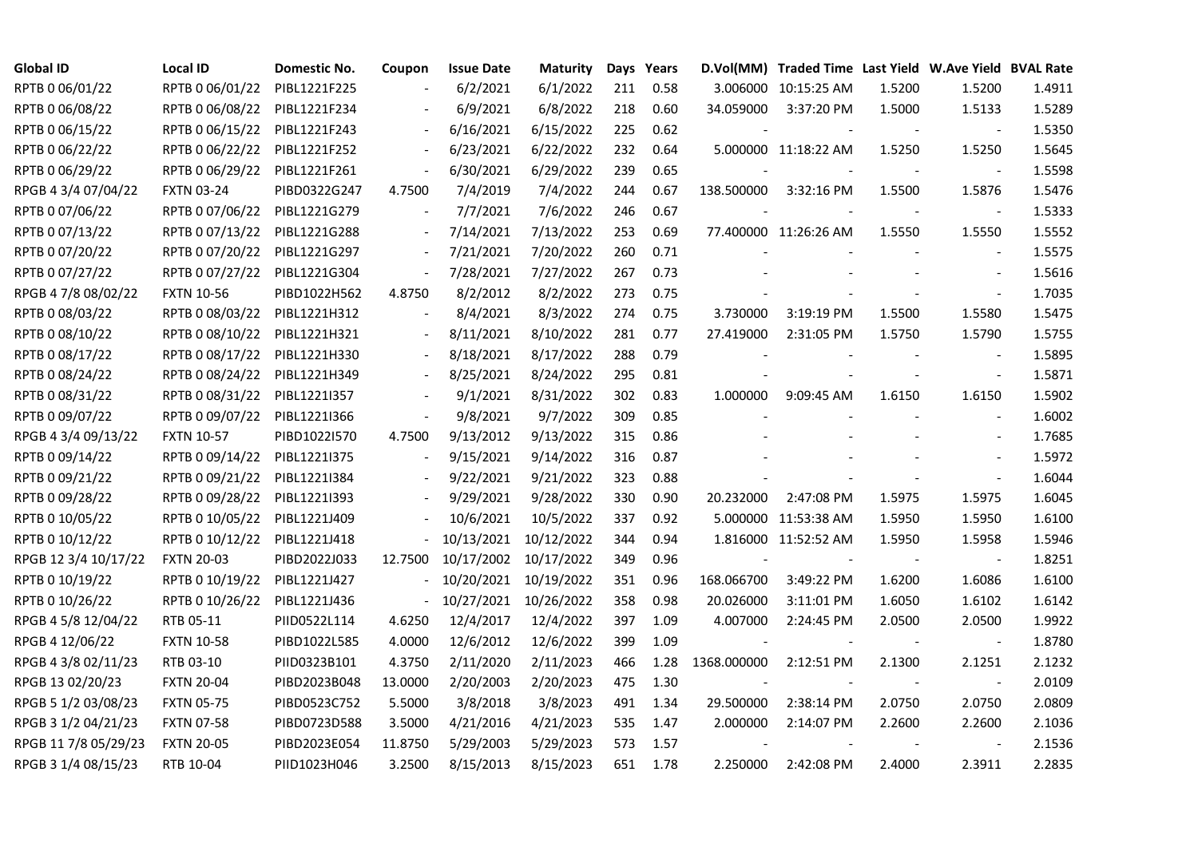| Global ID | Local ID | Domestic No. | Coupon | Issue Date | Maturity | Days | Years | D.Vol(MM) | Traded Time | Last Yield | W.Ave Yield | BVAL Rate |
|---|---|---|---|---|---|---|---|---|---|---|---|---|
| RPTB 0 06/01/22 | RPTB 0 06/01/22 | PIBL1221F225 | - | 6/2/2021 | 6/1/2022 | 211 | 0.58 | 3.006000 | 10:15:25 AM | 1.5200 | 1.5200 | 1.4911 |
| RPTB 0 06/08/22 | RPTB 0 06/08/22 | PIBL1221F234 | - | 6/9/2021 | 6/8/2022 | 218 | 0.60 | 34.059000 | 3:37:20 PM | 1.5000 | 1.5133 | 1.5289 |
| RPTB 0 06/15/22 | RPTB 0 06/15/22 | PIBL1221F243 | - | 6/16/2021 | 6/15/2022 | 225 | 0.62 | - | - | - | - | 1.5350 |
| RPTB 0 06/22/22 | RPTB 0 06/22/22 | PIBL1221F252 | - | 6/23/2021 | 6/22/2022 | 232 | 0.64 | 5.000000 | 11:18:22 AM | 1.5250 | 1.5250 | 1.5645 |
| RPTB 0 06/29/22 | RPTB 0 06/29/22 | PIBL1221F261 | - | 6/30/2021 | 6/29/2022 | 239 | 0.65 | - | - | - | - | 1.5598 |
| RPGB 4 3/4 07/04/22 | FXTN 03-24 | PIBD0322G247 | 4.7500 | 7/4/2019 | 7/4/2022 | 244 | 0.67 | 138.500000 | 3:32:16 PM | 1.5500 | 1.5876 | 1.5476 |
| RPTB 0 07/06/22 | RPTB 0 07/06/22 | PIBL1221G279 | - | 7/7/2021 | 7/6/2022 | 246 | 0.67 | - | - | - | - | 1.5333 |
| RPTB 0 07/13/22 | RPTB 0 07/13/22 | PIBL1221G288 | - | 7/14/2021 | 7/13/2022 | 253 | 0.69 | 77.400000 | 11:26:26 AM | 1.5550 | 1.5550 | 1.5552 |
| RPTB 0 07/20/22 | RPTB 0 07/20/22 | PIBL1221G297 | - | 7/21/2021 | 7/20/2022 | 260 | 0.71 | - | - | - | - | 1.5575 |
| RPTB 0 07/27/22 | RPTB 0 07/27/22 | PIBL1221G304 | - | 7/28/2021 | 7/27/2022 | 267 | 0.73 | - | - | - | - | 1.5616 |
| RPGB 4 7/8 08/02/22 | FXTN 10-56 | PIBD1022H562 | 4.8750 | 8/2/2012 | 8/2/2022 | 273 | 0.75 | - | - | - | - | 1.7035 |
| RPTB 0 08/03/22 | RPTB 0 08/03/22 | PIBL1221H312 | - | 8/4/2021 | 8/3/2022 | 274 | 0.75 | 3.730000 | 3:19:19 PM | 1.5500 | 1.5580 | 1.5475 |
| RPTB 0 08/10/22 | RPTB 0 08/10/22 | PIBL1221H321 | - | 8/11/2021 | 8/10/2022 | 281 | 0.77 | 27.419000 | 2:31:05 PM | 1.5750 | 1.5790 | 1.5755 |
| RPTB 0 08/17/22 | RPTB 0 08/17/22 | PIBL1221H330 | - | 8/18/2021 | 8/17/2022 | 288 | 0.79 | - | - | - | - | 1.5895 |
| RPTB 0 08/24/22 | RPTB 0 08/24/22 | PIBL1221H349 | - | 8/25/2021 | 8/24/2022 | 295 | 0.81 | - | - | - | - | 1.5871 |
| RPTB 0 08/31/22 | RPTB 0 08/31/22 | PIBL1221I357 | - | 9/1/2021 | 8/31/2022 | 302 | 0.83 | 1.000000 | 9:09:45 AM | 1.6150 | 1.6150 | 1.5902 |
| RPTB 0 09/07/22 | RPTB 0 09/07/22 | PIBL1221I366 | - | 9/8/2021 | 9/7/2022 | 309 | 0.85 | - | - | - | - | 1.6002 |
| RPGB 4 3/4 09/13/22 | FXTN 10-57 | PIBD1022I570 | 4.7500 | 9/13/2012 | 9/13/2022 | 315 | 0.86 | - | - | - | - | 1.7685 |
| RPTB 0 09/14/22 | RPTB 0 09/14/22 | PIBL1221I375 | - | 9/15/2021 | 9/14/2022 | 316 | 0.87 | - | - | - | - | 1.5972 |
| RPTB 0 09/21/22 | RPTB 0 09/21/22 | PIBL1221I384 | - | 9/22/2021 | 9/21/2022 | 323 | 0.88 | - | - | - | - | 1.6044 |
| RPTB 0 09/28/22 | RPTB 0 09/28/22 | PIBL1221I393 | - | 9/29/2021 | 9/28/2022 | 330 | 0.90 | 20.232000 | 2:47:08 PM | 1.5975 | 1.5975 | 1.6045 |
| RPTB 0 10/05/22 | RPTB 0 10/05/22 | PIBL1221J409 | - | 10/6/2021 | 10/5/2022 | 337 | 0.92 | 5.000000 | 11:53:38 AM | 1.5950 | 1.5950 | 1.6100 |
| RPTB 0 10/12/22 | RPTB 0 10/12/22 | PIBL1221J418 | - | 10/13/2021 | 10/12/2022 | 344 | 0.94 | 1.816000 | 11:52:52 AM | 1.5950 | 1.5958 | 1.5946 |
| RPGB 12 3/4 10/17/22 | FXTN 20-03 | PIBD2022J033 | 12.7500 | 10/17/2002 | 10/17/2022 | 349 | 0.96 | - | - | - | - | 1.8251 |
| RPTB 0 10/19/22 | RPTB 0 10/19/22 | PIBL1221J427 | - | 10/20/2021 | 10/19/2022 | 351 | 0.96 | 168.066700 | 3:49:22 PM | 1.6200 | 1.6086 | 1.6100 |
| RPTB 0 10/26/22 | RPTB 0 10/26/22 | PIBL1221J436 | - | 10/27/2021 | 10/26/2022 | 358 | 0.98 | 20.026000 | 3:11:01 PM | 1.6050 | 1.6102 | 1.6142 |
| RPGB 4 5/8 12/04/22 | RTB 05-11 | PIID0522L114 | 4.6250 | 12/4/2017 | 12/4/2022 | 397 | 1.09 | 4.007000 | 2:24:45 PM | 2.0500 | 2.0500 | 1.9922 |
| RPGB 4 12/06/22 | FXTN 10-58 | PIBD1022L585 | 4.0000 | 12/6/2012 | 12/6/2022 | 399 | 1.09 | - | - | - | - | 1.8780 |
| RPGB 4 3/8 02/11/23 | RTB 03-10 | PIID0323B101 | 4.3750 | 2/11/2020 | 2/11/2023 | 466 | 1.28 | 1368.000000 | 2:12:51 PM | 2.1300 | 2.1251 | 2.1232 |
| RPGB 13 02/20/23 | FXTN 20-04 | PIBD2023B048 | 13.0000 | 2/20/2003 | 2/20/2023 | 475 | 1.30 | - | - | - | - | 2.0109 |
| RPGB 5 1/2 03/08/23 | FXTN 05-75 | PIBD0523C752 | 5.5000 | 3/8/2018 | 3/8/2023 | 491 | 1.34 | 29.500000 | 2:38:14 PM | 2.0750 | 2.0750 | 2.0809 |
| RPGB 3 1/2 04/21/23 | FXTN 07-58 | PIBD0723D588 | 3.5000 | 4/21/2016 | 4/21/2023 | 535 | 1.47 | 2.000000 | 2:14:07 PM | 2.2600 | 2.2600 | 2.1036 |
| RPGB 11 7/8 05/29/23 | FXTN 20-05 | PIBD2023E054 | 11.8750 | 5/29/2003 | 5/29/2023 | 573 | 1.57 | - | - | - | - | 2.1536 |
| RPGB 3 1/4 08/15/23 | RTB 10-04 | PIID1023H046 | 3.2500 | 8/15/2013 | 8/15/2023 | 651 | 1.78 | 2.250000 | 2:42:08 PM | 2.4000 | 2.3911 | 2.2835 |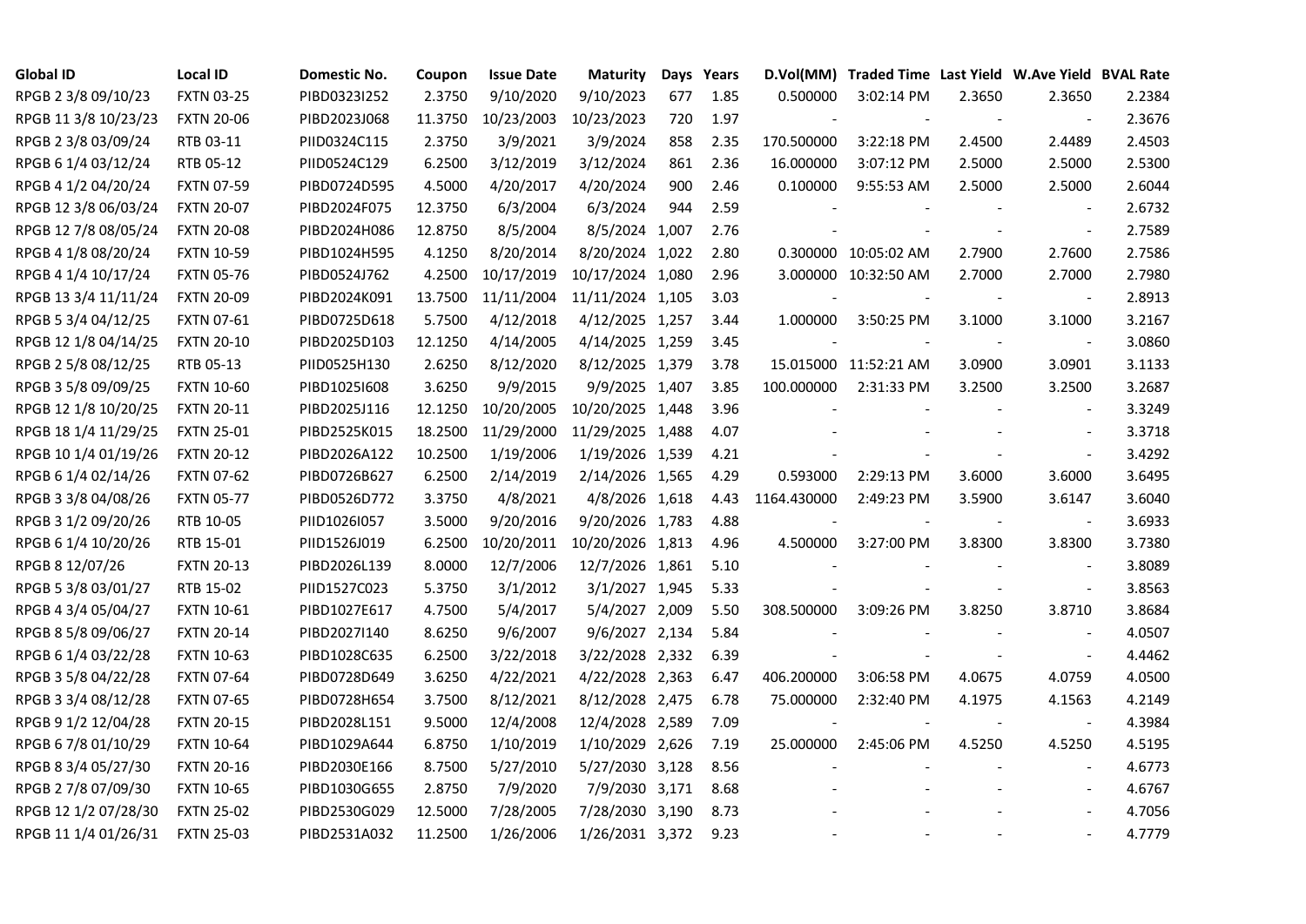| Global ID | Local ID | Domestic No. | Coupon | Issue Date | Maturity | Days | Years | D.Vol(MM) | Traded Time | Last Yield | W.Ave Yield | BVAL Rate |
|---|---|---|---|---|---|---|---|---|---|---|---|---|
| RPGB 2 3/8 09/10/23 | FXTN 03-25 | PIBD0323I252 | 2.3750 | 9/10/2020 | 9/10/2023 | 677 | 1.85 | 0.500000 | 3:02:14 PM | 2.3650 | 2.3650 | 2.2384 |
| RPGB 11 3/8 10/23/23 | FXTN 20-06 | PIBD2023J068 | 11.3750 | 10/23/2003 | 10/23/2023 | 720 | 1.97 | - | - | - | - | 2.3676 |
| RPGB 2 3/8 03/09/24 | RTB 03-11 | PIID0324C115 | 2.3750 | 3/9/2021 | 3/9/2024 | 858 | 2.35 | 170.500000 | 3:22:18 PM | 2.4500 | 2.4489 | 2.4503 |
| RPGB 6 1/4 03/12/24 | RTB 05-12 | PIID0524C129 | 6.2500 | 3/12/2019 | 3/12/2024 | 861 | 2.36 | 16.000000 | 3:07:12 PM | 2.5000 | 2.5000 | 2.5300 |
| RPGB 4 1/2 04/20/24 | FXTN 07-59 | PIBD0724D595 | 4.5000 | 4/20/2017 | 4/20/2024 | 900 | 2.46 | 0.100000 | 9:55:53 AM | 2.5000 | 2.5000 | 2.6044 |
| RPGB 12 3/8 06/03/24 | FXTN 20-07 | PIBD2024F075 | 12.3750 | 6/3/2004 | 6/3/2024 | 944 | 2.59 | - | - | - | - | 2.6732 |
| RPGB 12 7/8 08/05/24 | FXTN 20-08 | PIBD2024H086 | 12.8750 | 8/5/2004 | 8/5/2024 | 1,007 | 2.76 | - | - | - | - | 2.7589 |
| RPGB 4 1/8 08/20/24 | FXTN 10-59 | PIBD1024H595 | 4.1250 | 8/20/2014 | 8/20/2024 | 1,022 | 2.80 | 0.300000 | 10:05:02 AM | 2.7900 | 2.7600 | 2.7586 |
| RPGB 4 1/4 10/17/24 | FXTN 05-76 | PIBD0524J762 | 4.2500 | 10/17/2019 | 10/17/2024 | 1,080 | 2.96 | 3.000000 | 10:32:50 AM | 2.7000 | 2.7000 | 2.7980 |
| RPGB 13 3/4 11/11/24 | FXTN 20-09 | PIBD2024K091 | 13.7500 | 11/11/2004 | 11/11/2024 | 1,105 | 3.03 | - | - | - | - | 2.8913 |
| RPGB 5 3/4 04/12/25 | FXTN 07-61 | PIBD0725D618 | 5.7500 | 4/12/2018 | 4/12/2025 | 1,257 | 3.44 | 1.000000 | 3:50:25 PM | 3.1000 | 3.1000 | 3.2167 |
| RPGB 12 1/8 04/14/25 | FXTN 20-10 | PIBD2025D103 | 12.1250 | 4/14/2005 | 4/14/2025 | 1,259 | 3.45 | - | - | - | - | 3.0860 |
| RPGB 2 5/8 08/12/25 | RTB 05-13 | PIID0525H130 | 2.6250 | 8/12/2020 | 8/12/2025 | 1,379 | 3.78 | 15.015000 | 11:52:21 AM | 3.0900 | 3.0901 | 3.1133 |
| RPGB 3 5/8 09/09/25 | FXTN 10-60 | PIBD1025I608 | 3.6250 | 9/9/2015 | 9/9/2025 | 1,407 | 3.85 | 100.000000 | 2:31:33 PM | 3.2500 | 3.2500 | 3.2687 |
| RPGB 12 1/8 10/20/25 | FXTN 20-11 | PIBD2025J116 | 12.1250 | 10/20/2005 | 10/20/2025 | 1,448 | 3.96 | - | - | - | - | 3.3249 |
| RPGB 18 1/4 11/29/25 | FXTN 25-01 | PIBD2525K015 | 18.2500 | 11/29/2000 | 11/29/2025 | 1,488 | 4.07 | - | - | - | - | 3.3718 |
| RPGB 10 1/4 01/19/26 | FXTN 20-12 | PIBD2026A122 | 10.2500 | 1/19/2006 | 1/19/2026 | 1,539 | 4.21 | - | - | - | - | 3.4292 |
| RPGB 6 1/4 02/14/26 | FXTN 07-62 | PIBD0726B627 | 6.2500 | 2/14/2019 | 2/14/2026 | 1,565 | 4.29 | 0.593000 | 2:29:13 PM | 3.6000 | 3.6000 | 3.6495 |
| RPGB 3 3/8 04/08/26 | FXTN 05-77 | PIBD0526D772 | 3.3750 | 4/8/2021 | 4/8/2026 | 1,618 | 4.43 | 1164.430000 | 2:49:23 PM | 3.5900 | 3.6147 | 3.6040 |
| RPGB 3 1/2 09/20/26 | RTB 10-05 | PIID1026I057 | 3.5000 | 9/20/2016 | 9/20/2026 | 1,783 | 4.88 | - | - | - | - | 3.6933 |
| RPGB 6 1/4 10/20/26 | RTB 15-01 | PIID1526J019 | 6.2500 | 10/20/2011 | 10/20/2026 | 1,813 | 4.96 | 4.500000 | 3:27:00 PM | 3.8300 | 3.8300 | 3.7380 |
| RPGB 8 12/07/26 | FXTN 20-13 | PIBD2026L139 | 8.0000 | 12/7/2006 | 12/7/2026 | 1,861 | 5.10 | - | - | - | - | 3.8089 |
| RPGB 5 3/8 03/01/27 | RTB 15-02 | PIID1527C023 | 5.3750 | 3/1/2012 | 3/1/2027 | 1,945 | 5.33 | - | - | - | - | 3.8563 |
| RPGB 4 3/4 05/04/27 | FXTN 10-61 | PIBD1027E617 | 4.7500 | 5/4/2017 | 5/4/2027 | 2,009 | 5.50 | 308.500000 | 3:09:26 PM | 3.8250 | 3.8710 | 3.8684 |
| RPGB 8 5/8 09/06/27 | FXTN 20-14 | PIBD2027I140 | 8.6250 | 9/6/2007 | 9/6/2027 | 2,134 | 5.84 | - | - | - | - | 4.0507 |
| RPGB 6 1/4 03/22/28 | FXTN 10-63 | PIBD1028C635 | 6.2500 | 3/22/2018 | 3/22/2028 | 2,332 | 6.39 | - | - | - | - | 4.4462 |
| RPGB 3 5/8 04/22/28 | FXTN 07-64 | PIBD0728D649 | 3.6250 | 4/22/2021 | 4/22/2028 | 2,363 | 6.47 | 406.200000 | 3:06:58 PM | 4.0675 | 4.0759 | 4.0500 |
| RPGB 3 3/4 08/12/28 | FXTN 07-65 | PIBD0728H654 | 3.7500 | 8/12/2021 | 8/12/2028 | 2,475 | 6.78 | 75.000000 | 2:32:40 PM | 4.1975 | 4.1563 | 4.2149 |
| RPGB 9 1/2 12/04/28 | FXTN 20-15 | PIBD2028L151 | 9.5000 | 12/4/2008 | 12/4/2028 | 2,589 | 7.09 | - | - | - | - | 4.3984 |
| RPGB 6 7/8 01/10/29 | FXTN 10-64 | PIBD1029A644 | 6.8750 | 1/10/2019 | 1/10/2029 | 2,626 | 7.19 | 25.000000 | 2:45:06 PM | 4.5250 | 4.5250 | 4.5195 |
| RPGB 8 3/4 05/27/30 | FXTN 20-16 | PIBD2030E166 | 8.7500 | 5/27/2010 | 5/27/2030 | 3,128 | 8.56 | - | - | - | - | 4.6773 |
| RPGB 2 7/8 07/09/30 | FXTN 10-65 | PIBD1030G655 | 2.8750 | 7/9/2020 | 7/9/2030 | 3,171 | 8.68 | - | - | - | - | 4.6767 |
| RPGB 12 1/2 07/28/30 | FXTN 25-02 | PIBD2530G029 | 12.5000 | 7/28/2005 | 7/28/2030 | 3,190 | 8.73 | - | - | - | - | 4.7056 |
| RPGB 11 1/4 01/26/31 | FXTN 25-03 | PIBD2531A032 | 11.2500 | 1/26/2006 | 1/26/2031 | 3,372 | 9.23 | - | - | - | - | 4.7779 |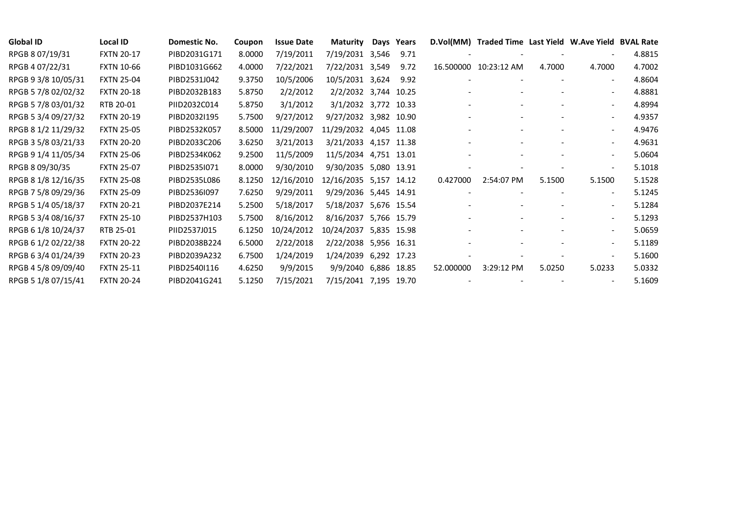| Global ID | Local ID | Domestic No. | Coupon | Issue Date | Maturity | Days | Years | D.Vol(MM) | Traded Time | Last Yield | W.Ave Yield | BVAL Rate |
|---|---|---|---|---|---|---|---|---|---|---|---|---|
| RPGB 8 07/19/31 | FXTN 20-17 | PIBD2031G171 | 8.0000 | 7/19/2011 | 7/19/2031 | 3,546 | 9.71 | - | - | - | - | 4.8815 |
| RPGB 4 07/22/31 | FXTN 10-66 | PIBD1031G662 | 4.0000 | 7/22/2021 | 7/22/2031 | 3,549 | 9.72 | 16.500000 | 10:23:12 AM | 4.7000 | 4.7000 | 4.7002 |
| RPGB 9 3/8 10/05/31 | FXTN 25-04 | PIBD2531J042 | 9.3750 | 10/5/2006 | 10/5/2031 | 3,624 | 9.92 | - | - | - | - | 4.8604 |
| RPGB 5 7/8 02/02/32 | FXTN 20-18 | PIBD2032B183 | 5.8750 | 2/2/2012 | 2/2/2032 | 3,744 | 10.25 | - | - | - | - | 4.8881 |
| RPGB 5 7/8 03/01/32 | RTB 20-01 | PIID2032C014 | 5.8750 | 3/1/2012 | 3/1/2032 | 3,772 | 10.33 | - | - | - | - | 4.8994 |
| RPGB 5 3/4 09/27/32 | FXTN 20-19 | PIBD2032I195 | 5.7500 | 9/27/2012 | 9/27/2032 | 3,982 | 10.90 | - | - | - | - | 4.9357 |
| RPGB 8 1/2 11/29/32 | FXTN 25-05 | PIBD2532K057 | 8.5000 | 11/29/2007 | 11/29/2032 | 4,045 | 11.08 | - | - | - | - | 4.9476 |
| RPGB 3 5/8 03/21/33 | FXTN 20-20 | PIBD2033C206 | 3.6250 | 3/21/2013 | 3/21/2033 | 4,157 | 11.38 | - | - | - | - | 4.9631 |
| RPGB 9 1/4 11/05/34 | FXTN 25-06 | PIBD2534K062 | 9.2500 | 11/5/2009 | 11/5/2034 | 4,751 | 13.01 | - | - | - | - | 5.0604 |
| RPGB 8 09/30/35 | FXTN 25-07 | PIBD2535I071 | 8.0000 | 9/30/2010 | 9/30/2035 | 5,080 | 13.91 | - | - | - | - | 5.1018 |
| RPGB 8 1/8 12/16/35 | FXTN 25-08 | PIBD2535L086 | 8.1250 | 12/16/2010 | 12/16/2035 | 5,157 | 14.12 | 0.427000 | 2:54:07 PM | 5.1500 | 5.1500 | 5.1528 |
| RPGB 7 5/8 09/29/36 | FXTN 25-09 | PIBD2536I097 | 7.6250 | 9/29/2011 | 9/29/2036 | 5,445 | 14.91 | - | - | - | - | 5.1245 |
| RPGB 5 1/4 05/18/37 | FXTN 20-21 | PIBD2037E214 | 5.2500 | 5/18/2017 | 5/18/2037 | 5,676 | 15.54 | - | - | - | - | 5.1284 |
| RPGB 5 3/4 08/16/37 | FXTN 25-10 | PIBD2537H103 | 5.7500 | 8/16/2012 | 8/16/2037 | 5,766 | 15.79 | - | - | - | - | 5.1293 |
| RPGB 6 1/8 10/24/37 | RTB 25-01 | PIID2537J015 | 6.1250 | 10/24/2012 | 10/24/2037 | 5,835 | 15.98 | - | - | - | - | 5.0659 |
| RPGB 6 1/2 02/22/38 | FXTN 20-22 | PIBD2038B224 | 6.5000 | 2/22/2018 | 2/22/2038 | 5,956 | 16.31 | - | - | - | - | 5.1189 |
| RPGB 6 3/4 01/24/39 | FXTN 20-23 | PIBD2039A232 | 6.7500 | 1/24/2019 | 1/24/2039 | 6,292 | 17.23 | - | - | - | - | 5.1600 |
| RPGB 4 5/8 09/09/40 | FXTN 25-11 | PIBD2540I116 | 4.6250 | 9/9/2015 | 9/9/2040 | 6,886 | 18.85 | 52.000000 | 3:29:12 PM | 5.0250 | 5.0233 | 5.0332 |
| RPGB 5 1/8 07/15/41 | FXTN 20-24 | PIBD2041G241 | 5.1250 | 7/15/2021 | 7/15/2041 | 7,195 | 19.70 | - | - | - | - | 5.1609 |